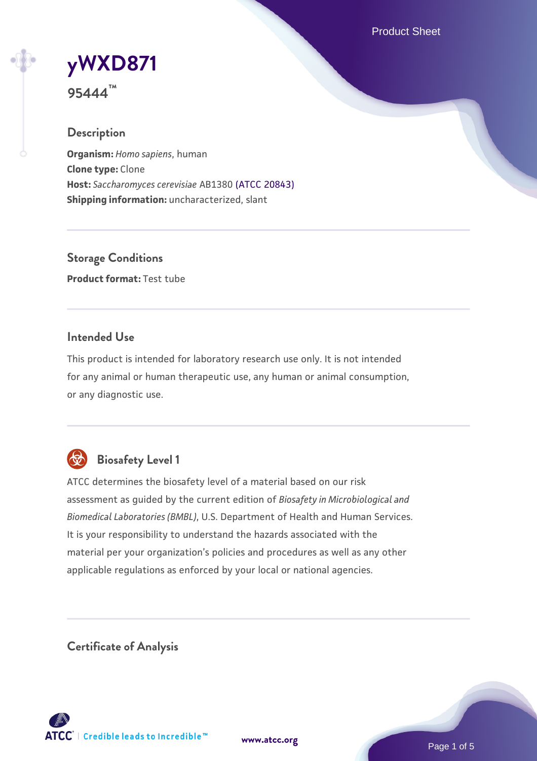# yWXD871

**95444™**

## Description

**Organism:** *Homo sapiens*, human
**Clone type:** Clone
**Host:** *Saccharomyces cerevisiae* AB1380 (ATCC 20843)
**Shipping information:** uncharacterized, slant

## Storage Conditions

**Product format:** Test tube

## Intended Use

This product is intended for laboratory research use only. It is not intended for any animal or human therapeutic use, any human or animal consumption, or any diagnostic use.

## Biosafety Level 1

ATCC determines the biosafety level of a material based on our risk assessment as guided by the current edition of *Biosafety in Microbiological and Biomedical Laboratories (BMBL)*, U.S. Department of Health and Human Services. It is your responsibility to understand the hazards associated with the material per your organization's policies and procedures as well as any other applicable regulations as enforced by your local or national agencies.

## Certificate of Analysis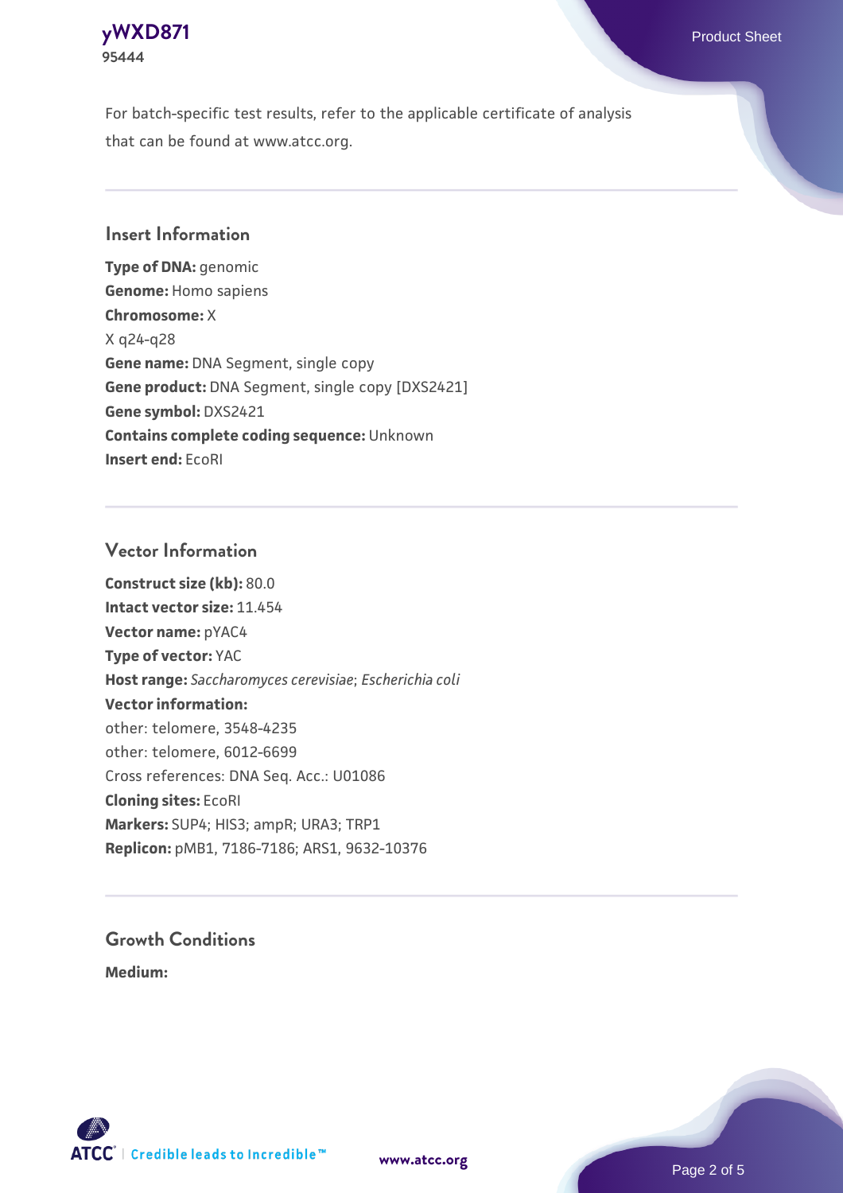For batch-specific test results, refer to the applicable certificate of analysis that can be found at www.atcc.org.

## Insert Information

**Type of DNA:** genomic
**Genome:** Homo sapiens
**Chromosome:** X
X q24-q28
**Gene name:** DNA Segment, single copy
**Gene product:** DNA Segment, single copy [DXS2421]
**Gene symbol:** DXS2421
**Contains complete coding sequence:** Unknown
**Insert end:** EcoRI

## Vector Information

**Construct size (kb):** 80.0
**Intact vector size:** 11.454
**Vector name:** pYAC4
**Type of vector:** YAC
**Host range:** *Saccharomyces cerevisiae*; *Escherichia coli*
**Vector information:**
other: telomere, 3548-4235
other: telomere, 6012-6699
Cross references: DNA Seq. Acc.: U01086
**Cloning sites:** EcoRI
**Markers:** SUP4; HIS3; ampR; URA3; TRP1
**Replicon:** pMB1, 7186-7186; ARS1, 9632-10376

## Growth Conditions

**Medium:**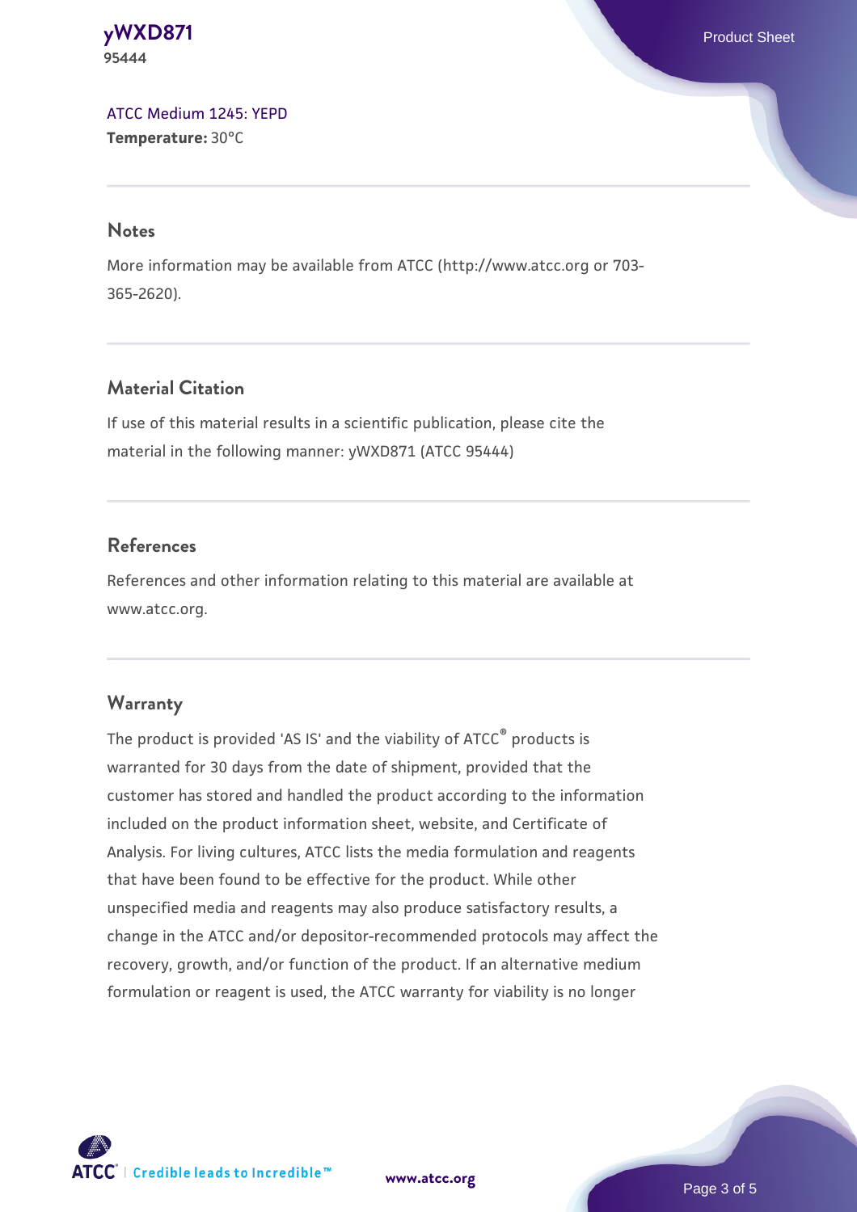ATCC Medium 1245: YEPD
**Temperature:** 30°C

## Notes

More information may be available from ATCC (http://www.atcc.org or 703-365-2620).

## Material Citation

If use of this material results in a scientific publication, please cite the material in the following manner: yWXD871 (ATCC 95444)

## References

References and other information relating to this material are available at www.atcc.org.

## Warranty

The product is provided 'AS IS' and the viability of ATCC® products is warranted for 30 days from the date of shipment, provided that the customer has stored and handled the product according to the information included on the product information sheet, website, and Certificate of Analysis. For living cultures, ATCC lists the media formulation and reagents that have been found to be effective for the product. While other unspecified media and reagents may also produce satisfactory results, a change in the ATCC and/or depositor-recommended protocols may affect the recovery, growth, and/or function of the product. If an alternative medium formulation or reagent is used, the ATCC warranty for viability is no longer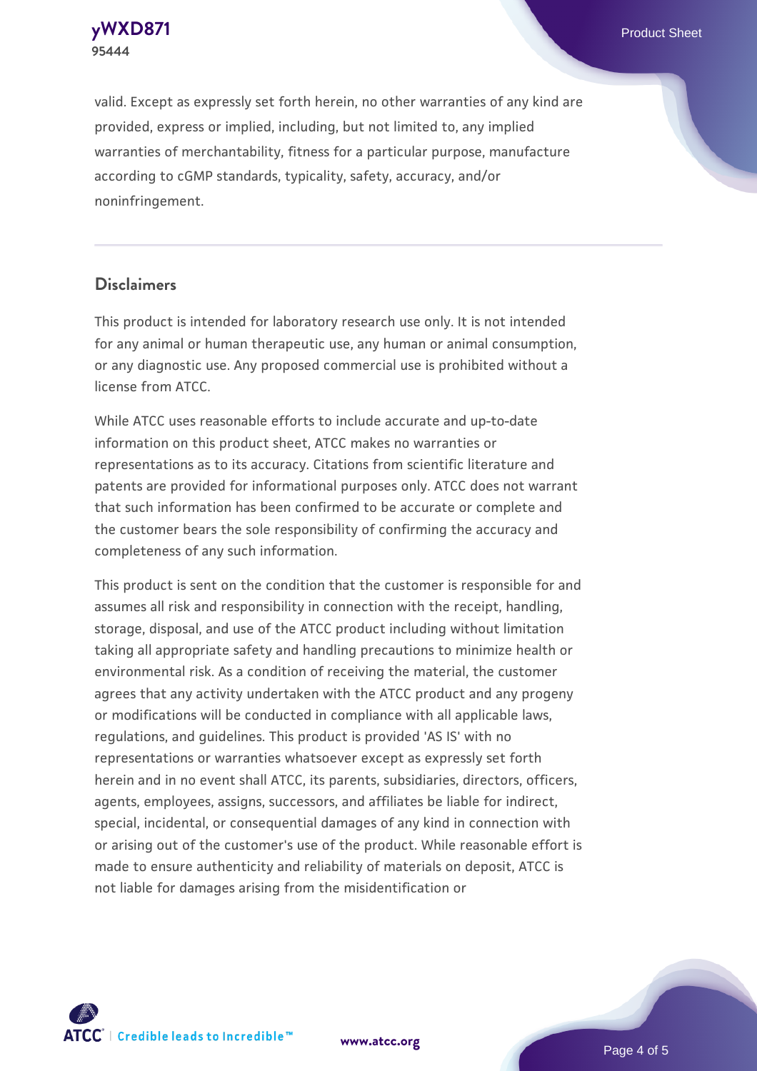valid. Except as expressly set forth herein, no other warranties of any kind are provided, express or implied, including, but not limited to, any implied warranties of merchantability, fitness for a particular purpose, manufacture according to cGMP standards, typicality, safety, accuracy, and/or noninfringement.

## Disclaimers

This product is intended for laboratory research use only. It is not intended for any animal or human therapeutic use, any human or animal consumption, or any diagnostic use. Any proposed commercial use is prohibited without a license from ATCC.

While ATCC uses reasonable efforts to include accurate and up-to-date information on this product sheet, ATCC makes no warranties or representations as to its accuracy. Citations from scientific literature and patents are provided for informational purposes only. ATCC does not warrant that such information has been confirmed to be accurate or complete and the customer bears the sole responsibility of confirming the accuracy and completeness of any such information.

This product is sent on the condition that the customer is responsible for and assumes all risk and responsibility in connection with the receipt, handling, storage, disposal, and use of the ATCC product including without limitation taking all appropriate safety and handling precautions to minimize health or environmental risk. As a condition of receiving the material, the customer agrees that any activity undertaken with the ATCC product and any progeny or modifications will be conducted in compliance with all applicable laws, regulations, and guidelines. This product is provided 'AS IS' with no representations or warranties whatsoever except as expressly set forth herein and in no event shall ATCC, its parents, subsidiaries, directors, officers, agents, employees, assigns, successors, and affiliates be liable for indirect, special, incidental, or consequential damages of any kind in connection with or arising out of the customer's use of the product. While reasonable effort is made to ensure authenticity and reliability of materials on deposit, ATCC is not liable for damages arising from the misidentification or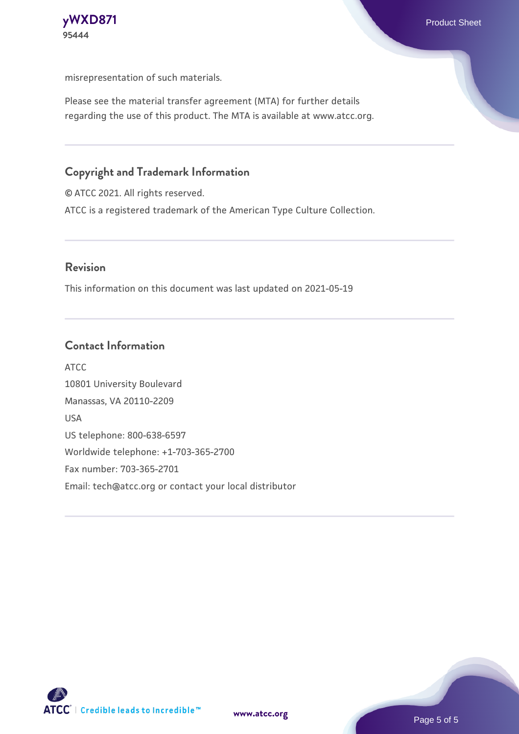misrepresentation of such materials.

Please see the material transfer agreement (MTA) for further details regarding the use of this product. The MTA is available at www.atcc.org.

## Copyright and Trademark Information

© ATCC 2021. All rights reserved.

ATCC is a registered trademark of the American Type Culture Collection.

## Revision

This information on this document was last updated on 2021-05-19

## Contact Information

ATCC
10801 University Boulevard
Manassas, VA 20110-2209
USA
US telephone: 800-638-6597
Worldwide telephone: +1-703-365-2700
Fax number: 703-365-2701
Email: tech@atcc.org or contact your local distributor